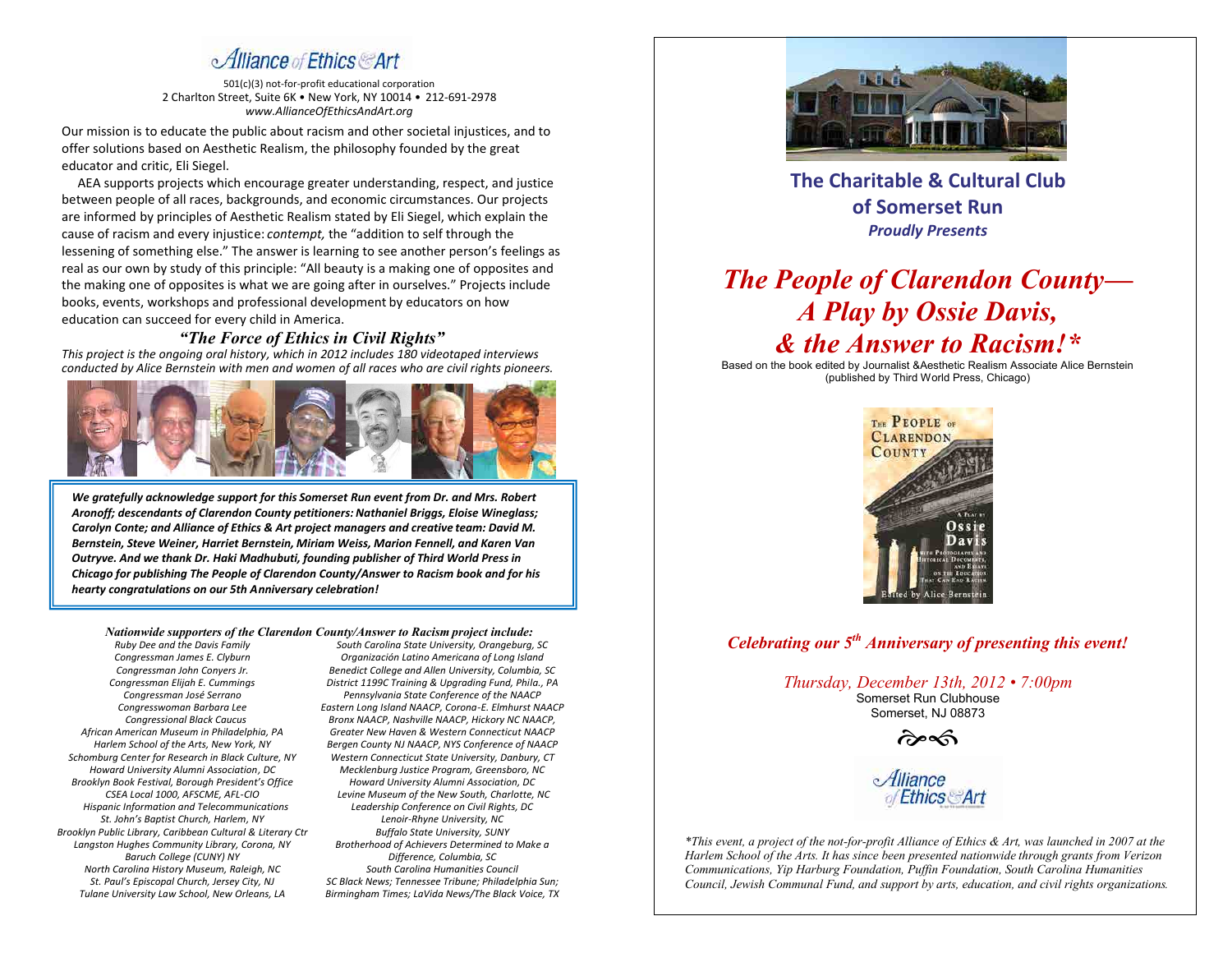# Alliance of Ethics & Art

501(c)(3) not-for-profit educational corporation
2 Charlton Street, Suite 6K • New York, NY 10014 • 212-691-2978
*www.AllianceOfEthicsAndArt.org*

Our mission is to educate the public about racism and other societal injustices, and to offer solutions based on Aesthetic Realism, the philosophy founded by the great educator and critic, Eli Siegel.

AEA supports projects which encourage greater understanding, respect, and justice between people of all races, backgrounds, and economic circumstances. Our projects are informed by principles of Aesthetic Realism stated by Eli Siegel, which explain the cause of racism and every injustice: *contempt,* the "addition to self through the lessening of something else." The answer is learning to see another person's feelings as real as our own by study of this principle: "All beauty is a making one of opposites and the making one of opposites is what we are going after in ourselves." Projects include books, events, workshops and professional development by educators on how education can succeed for every child in America.

### *"The Force of Ethics in Civil Rights"*

*This project is the ongoing oral history, which in 2012 includes 180 videotaped interviews conducted by Alice Bernstein with men and women of all races who are civil rights pioneers.*

***We gratefully acknowledge support for this Somerset Run event from Dr. and Mrs. Robert Aronoff; descendants of Clarendon County petitioners: Nathaniel Briggs, Eloise Wineglass; Carolyn Conte; and Alliance of Ethics & Art project managers and creative team: David M. Bernstein, Steve Weiner, Harriet Bernstein, Miriam Weiss, Marion Fennell, and Karen Van Outryve. And we thank Dr. Haki Madhubuti, founding publisher of Third World Press in Chicago for publishing The People of Clarendon County/Answer to Racism book and for his hearty congratulations on our 5th Anniversary celebration!***

***Nationwide supporters of the Clarendon County/Answer to Racism project include:***

*Ruby Dee and the Davis Family*
*Congressman James E. Clyburn*
*Congressman John Conyers Jr.*
*Congressman Elijah E. Cummings*
*Congressman José Serrano*
*Congresswoman Barbara Lee*
*Congressional Black Caucus*
*African American Museum in Philadelphia, PA*
*Harlem School of the Arts, New York, NY*
*Schomburg Center for Research in Black Culture, NY*
*Howard University Alumni Association, DC*
*Brooklyn Book Festival, Borough President's Office*
*CSEA Local 1000, AFSCME, AFL-CIO*
*Hispanic Information and Telecommunications*
*St. John's Baptist Church, Harlem, NY*
*Brooklyn Public Library, Caribbean Cultural & Literary Ctr*
*Langston Hughes Community Library, Corona, NY*
*Baruch College (CUNY) NY*
*North Carolina History Museum, Raleigh, NC*
*St. Paul's Episcopal Church, Jersey City, NJ*
*Tulane University Law School, New Orleans, LA*
*South Carolina State University, Orangeburg, SC*
*Organización Latino Americana of Long Island*
*Benedict College and Allen University, Columbia, SC*
*District 1199C Training & Upgrading Fund, Phila., PA*
*Pennsylvania State Conference of the NAACP*
*Eastern Long Island NAACP, Corona-E. Elmhurst NAACP*
*Bronx NAACP, Nashville NAACP, Hickory NC NAACP,*
*Greater New Haven & Western Connecticut NAACP*
*Bergen County NJ NAACP, NYS Conference of NAACP*
*Western Connecticut State University, Danbury, CT*
*Mecklenburg Justice Program, Greensboro, NC*
*Howard University Alumni Association, DC*
*Levine Museum of the New South, Charlotte, NC*
*Leadership Conference on Civil Rights, DC*
*Lenoir-Rhyne University, NC*
*Buffalo State University, SUNY*
*Brotherhood of Achievers Determined to Make a Difference, Columbia, SC*
*South Carolina Humanities Council*
*SC Black News; Tennessee Tribune; Philadelphia Sun; Birmingham Times; LaVida News/The Black Voice, TX*

## The Charitable & Cultural Club of Somerset Run

***Proudly Presents***

# *The People of Clarendon County— A Play by Ossie Davis, & the Answer to Racism!\**

Based on the book edited by Journalist &Aesthetic Realism Associate Alice Bernstein (published by Third World Press, Chicago)

### *Celebrating our 5th Anniversary of presenting this event!*

*Thursday, December 13th, 2012 • 7:00pm*
Somerset Run Clubhouse
Somerset, NJ 08873

Alliance of Ethics & Art

*\*This event, a project of the not-for-profit Alliance of Ethics & Art, was launched in 2007 at the Harlem School of the Arts. It has since been presented nationwide through grants from Verizon Communications, Yip Harburg Foundation, Puffin Foundation, South Carolina Humanities Council, Jewish Communal Fund, and support by arts, education, and civil rights organizations.*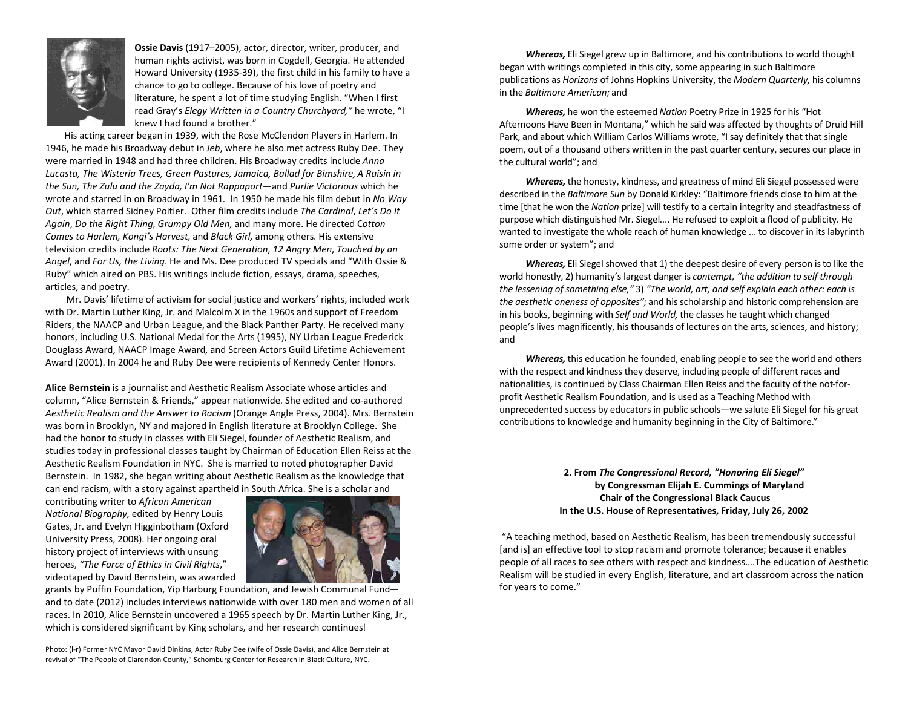**Ossie Davis** (1917–2005), actor, director, writer, producer, and human rights activist, was born in Cogdell, Georgia. He attended Howard University (1935-39), the first child in his family to have a chance to go to college. Because of his love of poetry and literature, he spent a lot of time studying English. "When I first read Gray's *Elegy Written in a Country Churchyard,"* he wrote, "I knew I had found a brother."

His acting career began in 1939, with the Rose McClendon Players in Harlem. In 1946, he made his Broadway debut in *Jeb*, where he also met actress Ruby Dee. They were married in 1948 and had three children. His Broadway credits include *Anna Lucasta, The Wisteria Trees, Green Pastures, Jamaica, Ballad for Bimshire, A Raisin in the Sun, The Zulu and the Zayda, I'm Not Rappaport*—and *Purlie Victorious* which he wrote and starred in on Broadway in 1961. In 1950 he made his film debut in *No Way Out*, which starred Sidney Poitier. Other film credits include *The Cardinal*, *Let's Do It Again*, *Do the Right Thing*, *Grumpy Old Men,* and many more. He directed *Cotton Comes to Harlem, Kongi's Harvest,* and *Black Girl,* among others. His extensive television credits include *Roots: The Next Generation*, *12 Angry Men*, *Touched by an Angel*, and *For Us, the Living*. He and Ms. Dee produced TV specials and "With Ossie & Ruby" which aired on PBS. His writings include fiction, essays, drama, speeches, articles, and poetry.

Mr. Davis' lifetime of activism for social justice and workers' rights, included work with Dr. Martin Luther King, Jr. and Malcolm X in the 1960s and support of Freedom Riders, the NAACP and Urban League, and the Black Panther Party. He received many honors, including U.S. National Medal for the Arts (1995), NY Urban League Frederick Douglass Award, NAACP Image Award, and Screen Actors Guild Lifetime Achievement Award (2001). In 2004 he and Ruby Dee were recipients of Kennedy Center Honors.

**Alice Bernstein** is a journalist and Aesthetic Realism Associate whose articles and column, "Alice Bernstein & Friends," appear nationwide. She edited and co-authored *Aesthetic Realism and the Answer to Racism* (Orange Angle Press, 2004). Mrs. Bernstein was born in Brooklyn, NY and majored in English literature at Brooklyn College. She had the honor to study in classes with Eli Siegel, founder of Aesthetic Realism, and studies today in professional classes taught by Chairman of Education Ellen Reiss at the Aesthetic Realism Foundation in NYC. She is married to noted photographer David Bernstein. In 1982, she began writing about Aesthetic Realism as the knowledge that can end racism, with a story against apartheid in South Africa. She is a scholar and contributing writer to *African American National Biography,* edited by Henry Louis Gates, Jr. and Evelyn Higginbotham (Oxford University Press, 2008). Her ongoing oral history project of interviews with unsung heroes, *"The Force of Ethics in Civil Rights*," videotaped by David Bernstein, was awarded grants by Puffin Foundation, Yip Harburg Foundation, and Jewish Communal Fund—and to date (2012) includes interviews nationwide with over 180 men and women of all races. In 2010, Alice Bernstein uncovered a 1965 speech by Dr. Martin Luther King, Jr., which is considered significant by King scholars, and her research continues!

Photo: (l-r) Former NYC Mayor David Dinkins, Actor Ruby Dee (wife of Ossie Davis), and Alice Bernstein at revival of "The People of Clarendon County," Schomburg Center for Research in Black Culture, NYC.

***Whereas,*** Eli Siegel grew up in Baltimore, and his contributions to world thought began with writings completed in this city, some appearing in such Baltimore publications as *Horizons* of Johns Hopkins University, the *Modern Quarterly,* his columns in the *Baltimore American;* and

***Whereas,*** he won the esteemed *Nation* Poetry Prize in 1925 for his "Hot Afternoons Have Been in Montana," which he said was affected by thoughts of Druid Hill Park, and about which William Carlos Williams wrote, "I say definitely that that single poem, out of a thousand others written in the past quarter century, secures our place in the cultural world"; and

***Whereas,*** the honesty, kindness, and greatness of mind Eli Siegel possessed were described in the *Baltimore Sun* by Donald Kirkley: "Baltimore friends close to him at the time [that he won the *Nation* prize] will testify to a certain integrity and steadfastness of purpose which distinguished Mr. Siegel.... He refused to exploit a flood of publicity. He wanted to investigate the whole reach of human knowledge ... to discover in its labyrinth some order or system"; and

***Whereas,*** Eli Siegel showed that 1) the deepest desire of every person is to like the world honestly, 2) humanity's largest danger is *contempt, "the addition to self through the lessening of something else,"* 3) *"The world, art, and self explain each other: each is the aesthetic oneness of opposites";* and his scholarship and historic comprehension are in his books, beginning with *Self and World,* the classes he taught which changed people's lives magnificently, his thousands of lectures on the arts, sciences, and history; and

***Whereas,*** this education he founded, enabling people to see the world and others with the respect and kindness they deserve, including people of different races and nationalities, is continued by Class Chairman Ellen Reiss and the faculty of the not-for-profit Aesthetic Realism Foundation, and is used as a Teaching Method with unprecedented success by educators in public schools—we salute Eli Siegel for his great contributions to knowledge and humanity beginning in the City of Baltimore."

**2. From *The Congressional Record, "Honoring Eli Siegel"***
**by Congressman Elijah E. Cummings of Maryland**
**Chair of the Congressional Black Caucus**
**In the U.S. House of Representatives, Friday, July 26, 2002**

"A teaching method, based on Aesthetic Realism, has been tremendously successful [and is] an effective tool to stop racism and promote tolerance; because it enables people of all races to see others with respect and kindness….The education of Aesthetic Realism will be studied in every English, literature, and art classroom across the nation for years to come."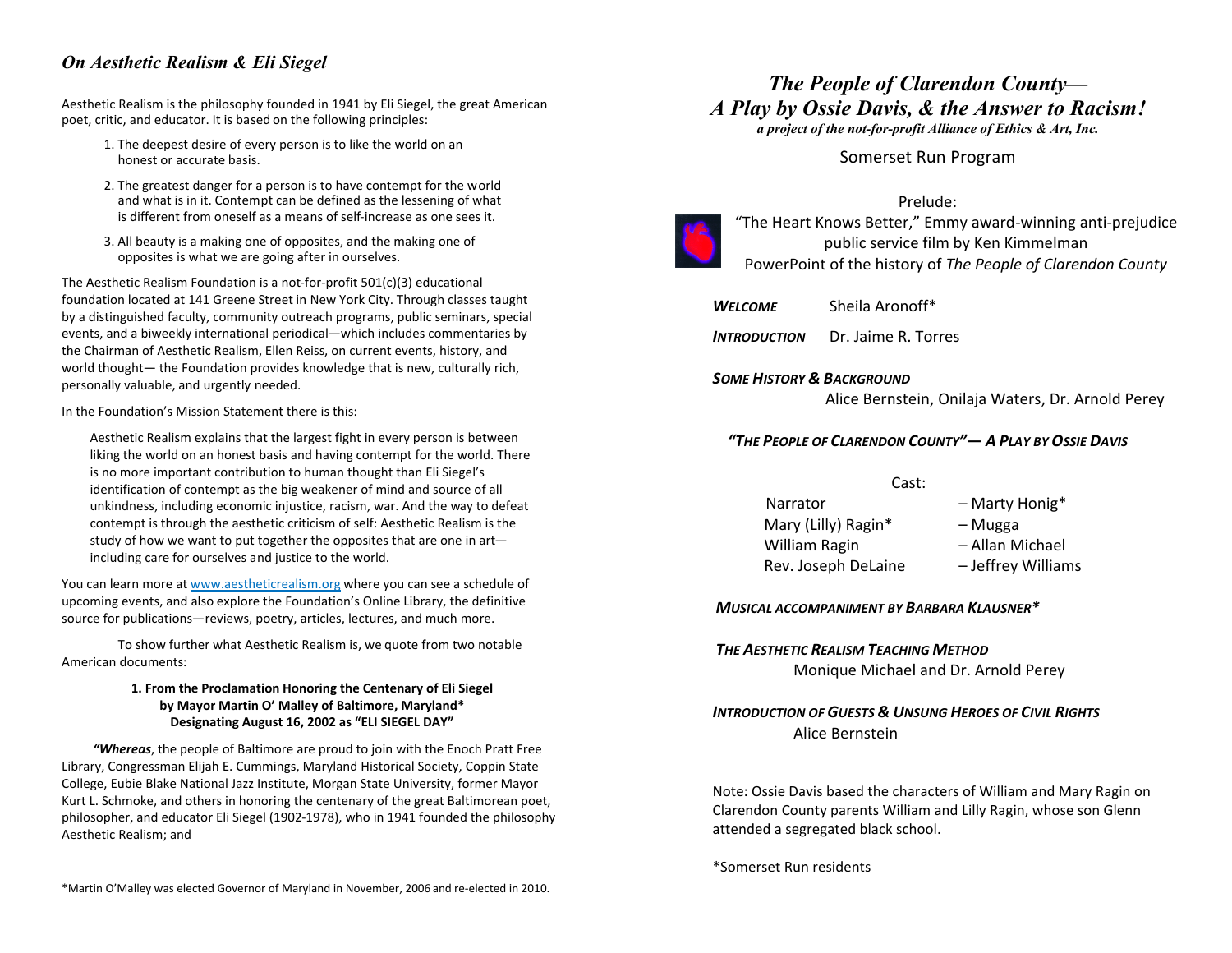## *On Aesthetic Realism & Eli Siegel*

Aesthetic Realism is the philosophy founded in 1941 by Eli Siegel, the great American poet, critic, and educator. It is based on the following principles:

1. The deepest desire of every person is to like the world on an honest or accurate basis.
2. The greatest danger for a person is to have contempt for the world and what is in it. Contempt can be defined as the lessening of what is different from oneself as a means of self-increase as one sees it.
3. All beauty is a making one of opposites, and the making one of opposites is what we are going after in ourselves.

The Aesthetic Realism Foundation is a not-for-profit 501(c)(3) educational foundation located at 141 Greene Street in New York City. Through classes taught by a distinguished faculty, community outreach programs, public seminars, special events, and a biweekly international periodical—which includes commentaries by the Chairman of Aesthetic Realism, Ellen Reiss, on current events, history, and world thought— the Foundation provides knowledge that is new, culturally rich, personally valuable, and urgently needed.

In the Foundation's Mission Statement there is this:

> Aesthetic Realism explains that the largest fight in every person is between liking the world on an honest basis and having contempt for the world. There is no more important contribution to human thought than Eli Siegel's identification of contempt as the big weakener of mind and source of all unkindness, including economic injustice, racism, war. And the way to defeat contempt is through the aesthetic criticism of self: Aesthetic Realism is the study of how we want to put together the opposites that are one in art—including care for ourselves and justice to the world.

You can learn more at www.aestheticrealism.org where you can see a schedule of upcoming events, and also explore the Foundation's Online Library, the definitive source for publications—reviews, poetry, articles, lectures, and much more.

To show further what Aesthetic Realism is, we quote from two notable American documents:

**1. From the Proclamation Honoring the Centenary of Eli Siegel by Mayor Martin O' Malley of Baltimore, Maryland* Designating August 16, 2002 as "ELI SIEGEL DAY"**

***"Whereas***, the people of Baltimore are proud to join with the Enoch Pratt Free Library, Congressman Elijah E. Cummings, Maryland Historical Society, Coppin State College, Eubie Blake National Jazz Institute, Morgan State University, former Mayor Kurt L. Schmoke, and others in honoring the centenary of the great Baltimorean poet, philosopher, and educator Eli Siegel (1902-1978), who in 1941 founded the philosophy Aesthetic Realism; and

*Martin O'Malley was elected Governor of Maryland in November, 2006 and re-elected in 2010.

# *The People of Clarendon County— A Play by Ossie Davis, & the Answer to Racism!*

***a project of the not-for-profit Alliance of Ethics & Art, Inc.***

Somerset Run Program

Prelude:
"The Heart Knows Better," Emmy award-winning anti-prejudice public service film by Ken Kimmelman
PowerPoint of the history of *The People of Clarendon County*

***WELCOME*** Sheila Aronoff*

***INTRODUCTION*** Dr. Jaime R. Torres

***SOME HISTORY & BACKGROUND***
Alice Bernstein, Onilaja Waters, Dr. Arnold Perey

***"THE PEOPLE OF CLARENDON COUNTY"— A PLAY BY OSSIE DAVIS***

Cast:

| | |
|---|---|
| Narrator | – Marty Honig* |
| Mary (Lilly) Ragin* | – Mugga |
| William Ragin | – Allan Michael |
| Rev. Joseph DeLaine | – Jeffrey Williams |

***MUSICAL ACCOMPANIMENT BY BARBARA KLAUSNER****

***THE AESTHETIC REALISM TEACHING METHOD***
Monique Michael and Dr. Arnold Perey

***INTRODUCTION OF GUESTS & UNSUNG HEROES OF CIVIL RIGHTS***
Alice Bernstein

Note: Ossie Davis based the characters of William and Mary Ragin on Clarendon County parents William and Lilly Ragin, whose son Glenn attended a segregated black school.

*Somerset Run residents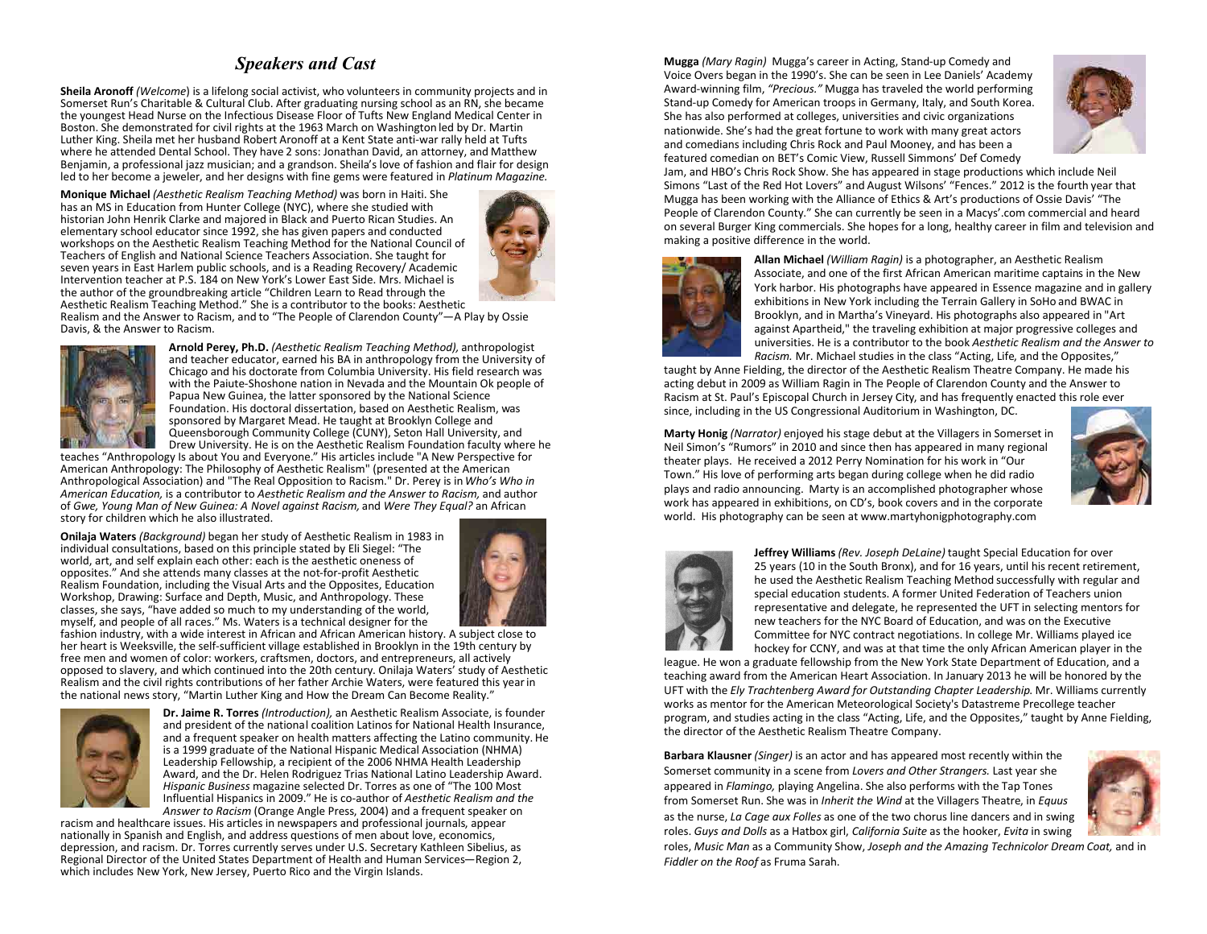# *Speakers and Cast*

**Sheila Aronoff** *(Welcome)* is a lifelong social activist, who volunteers in community projects and in Somerset Run's Charitable & Cultural Club. After graduating nursing school as an RN, she became the youngest Head Nurse on the Infectious Disease Floor of Tufts New England Medical Center in Boston. She demonstrated for civil rights at the 1963 March on Washington led by Dr. Martin Luther King. Sheila met her husband Robert Aronoff at a Kent State anti-war rally held at Tufts where he attended Dental School. They have 2 sons: Jonathan David, an attorney, and Matthew Benjamin, a professional jazz musician; and a grandson. Sheila's love of fashion and flair for design led to her become a jeweler, and her designs with fine gems were featured in *Platinum Magazine.*

**Monique Michael** *(Aesthetic Realism Teaching Method)* was born in Haiti. She has an MS in Education from Hunter College (NYC), where she studied with historian John Henrik Clarke and majored in Black and Puerto Rican Studies. An elementary school educator since 1992, she has given papers and conducted workshops on the Aesthetic Realism Teaching Method for the National Council of Teachers of English and National Science Teachers Association. She taught for seven years in East Harlem public schools, and is a Reading Recovery/ Academic Intervention teacher at P.S. 184 on New York's Lower East Side. Mrs. Michael is the author of the groundbreaking article "Children Learn to Read through the Aesthetic Realism Teaching Method." She is a contributor to the books: Aesthetic Realism and the Answer to Racism, and to "The People of Clarendon County"—A Play by Ossie Davis, & the Answer to Racism.

**Arnold Perey, Ph.D.** *(Aesthetic Realism Teaching Method),* anthropologist and teacher educator, earned his BA in anthropology from the University of Chicago and his doctorate from Columbia University. His field research was with the Paiute-Shoshone nation in Nevada and the Mountain Ok people of Papua New Guinea, the latter sponsored by the National Science Foundation. His doctoral dissertation, based on Aesthetic Realism, was sponsored by Margaret Mead. He taught at Brooklyn College and Queensborough Community College (CUNY), Seton Hall University, and Drew University. He is on the Aesthetic Realism Foundation faculty where he teaches "Anthropology Is about You and Everyone." His articles include "A New Perspective for American Anthropology: The Philosophy of Aesthetic Realism" (presented at the American Anthropological Association) and "The Real Opposition to Racism." Dr. Perey is in *Who's Who in American Education,* is a contributor to *Aesthetic Realism and the Answer to Racism,* and author of *Gwe, Young Man of New Guinea: A Novel against Racism,* and *Were They Equal?* an African story for children which he also illustrated.

**Onilaja Waters** *(Background)* began her study of Aesthetic Realism in 1983 in individual consultations, based on this principle stated by Eli Siegel: "The world, art, and self explain each other: each is the aesthetic oneness of opposites." And she attends many classes at the not-for-profit Aesthetic Realism Foundation, including the Visual Arts and the Opposites, Education Workshop, Drawing: Surface and Depth, Music, and Anthropology. These classes, she says, "have added so much to my understanding of the world, myself, and people of all races." Ms. Waters is a technical designer for the fashion industry, with a wide interest in African and African American history. A subject close to her heart is Weeksville, the self-sufficient village established in Brooklyn in the 19th century by free men and women of color: workers, craftsmen, doctors, and entrepreneurs, all actively opposed to slavery, and which continued into the 20th century. Onilaja Waters' study of Aesthetic Realism and the civil rights contributions of her father Archie Waters, were featured this year in the national news story, "Martin Luther King and How the Dream Can Become Reality."

**Dr. Jaime R. Torres** *(Introduction),* an Aesthetic Realism Associate, is founder and president of the national coalition Latinos for National Health Insurance, and a frequent speaker on health matters affecting the Latino community. He is a 1999 graduate of the National Hispanic Medical Association (NHMA) Leadership Fellowship, a recipient of the 2006 NHMA Health Leadership Award, and the Dr. Helen Rodriguez Trias National Latino Leadership Award. *Hispanic Business* magazine selected Dr. Torres as one of "The 100 Most Influential Hispanics in 2009." He is co-author of *Aesthetic Realism and the Answer to Racism* (Orange Angle Press, 2004) and a frequent speaker on racism and healthcare issues. His articles in newspapers and professional journals, appear nationally in Spanish and English, and address questions of men about love, economics, depression, and racism. Dr. Torres currently serves under U.S. Secretary Kathleen Sibelius, as Regional Director of the United States Department of Health and Human Services—Region 2, which includes New York, New Jersey, Puerto Rico and the Virgin Islands.

**Mugga** *(Mary Ragin)* Mugga's career in Acting, Stand-up Comedy and Voice Overs began in the 1990's. She can be seen in Lee Daniels' Academy Award-winning film, *"Precious."* Mugga has traveled the world performing Stand-up Comedy for American troops in Germany, Italy, and South Korea. She has also performed at colleges, universities and civic organizations nationwide. She's had the great fortune to work with many great actors and comedians including Chris Rock and Paul Mooney, and has been a featured comedian on BET's Comic View, Russell Simmons' Def Comedy Jam, and HBO's Chris Rock Show. She has appeared in stage productions which include Neil Simons "Last of the Red Hot Lovers" and August Wilsons' "Fences." 2012 is the fourth year that Mugga has been working with the Alliance of Ethics & Art's productions of Ossie Davis' "The People of Clarendon County." She can currently be seen in a Macys'.com commercial and heard on several Burger King commercials. She hopes for a long, healthy career in film and television and making a positive difference in the world.

**Allan Michael** *(William Ragin)* is a photographer, an Aesthetic Realism Associate, and one of the first African American maritime captains in the New York harbor. His photographs have appeared in Essence magazine and in gallery exhibitions in New York including the Terrain Gallery in SoHo and BWAC in Brooklyn, and in Martha's Vineyard. His photographs also appeared in "Art against Apartheid," the traveling exhibition at major progressive colleges and universities. He is a contributor to the book *Aesthetic Realism and the Answer to Racism.* Mr. Michael studies in the class "Acting, Life, and the Opposites," taught by Anne Fielding, the director of the Aesthetic Realism Theatre Company. He made his acting debut in 2009 as William Ragin in The People of Clarendon County and the Answer to Racism at St. Paul's Episcopal Church in Jersey City, and has frequently enacted this role ever since, including in the US Congressional Auditorium in Washington, DC.

**Marty Honig** *(Narrator)* enjoyed his stage debut at the Villagers in Somerset in Neil Simon's "Rumors" in 2010 and since then has appeared in many regional theater plays. He received a 2012 Perry Nomination for his work in "Our Town." His love of performing arts began during college when he did radio plays and radio announcing. Marty is an accomplished photographer whose work has appeared in exhibitions, on CD's, book covers and in the corporate world. His photography can be seen at www.martyhonigphotography.com

**Jeffrey Williams** *(Rev. Joseph DeLaine)* taught Special Education for over 25 years (10 in the South Bronx), and for 16 years, until his recent retirement, he used the Aesthetic Realism Teaching Method successfully with regular and special education students. A former United Federation of Teachers union representative and delegate, he represented the UFT in selecting mentors for new teachers for the NYC Board of Education, and was on the Executive Committee for NYC contract negotiations. In college Mr. Williams played ice hockey for CCNY, and was at that time the only African American player in the league. He won a graduate fellowship from the New York State Department of Education, and a teaching award from the American Heart Association. In January 2013 he will be honored by the UFT with the *Ely Trachtenberg Award for Outstanding Chapter Leadership.* Mr. Williams currently works as mentor for the American Meteorological Society's Datastreme Precollege teacher program, and studies acting in the class "Acting, Life, and the Opposites," taught by Anne Fielding, the director of the Aesthetic Realism Theatre Company.

**Barbara Klausner** *(Singer)* is an actor and has appeared most recently within the Somerset community in a scene from *Lovers and Other Strangers.* Last year she appeared in *Flamingo,* playing Angelina. She also performs with the Tap Tones from Somerset Run. She was in *Inherit the Wind* at the Villagers Theatre, in *Equus* as the nurse, *La Cage aux Folles* as one of the two chorus line dancers and in swing roles. *Guys and Dolls* as a Hatbox girl, *California Suite* as the hooker, *Evita* in swing roles, *Music Man* as a Community Show, *Joseph and the Amazing Technicolor Dream Coat,* and in *Fiddler on the Roof* as Fruma Sarah.